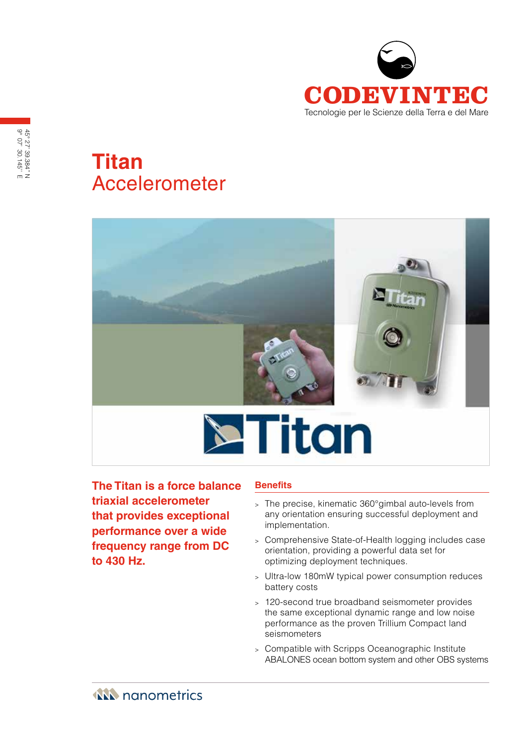CODEVINTEC

Tecnologie per le Scienze della Terra e del Mare

45° 27' 39.384'' N
9° 07' 30.145'' E

# Titan
## Accelerometer

Titan

**The Titan is a force balance triaxial accelerometer that provides exceptional performance over a wide frequency range from DC to 430 Hz.**

### Benefits

- The precise, kinematic 360°gimbal auto-levels from any orientation ensuring successful deployment and implementation.
- Comprehensive State-of-Health logging includes case orientation, providing a powerful data set for optimizing deployment techniques.
- Ultra-low 180mW typical power consumption reduces battery costs
- 120-second true broadband seismometer provides the same exceptional dynamic range and low noise performance as the proven Trillium Compact land seismometers
- Compatible with Scripps Oceanographic Institute ABALONES ocean bottom system and other OBS systems

nanometrics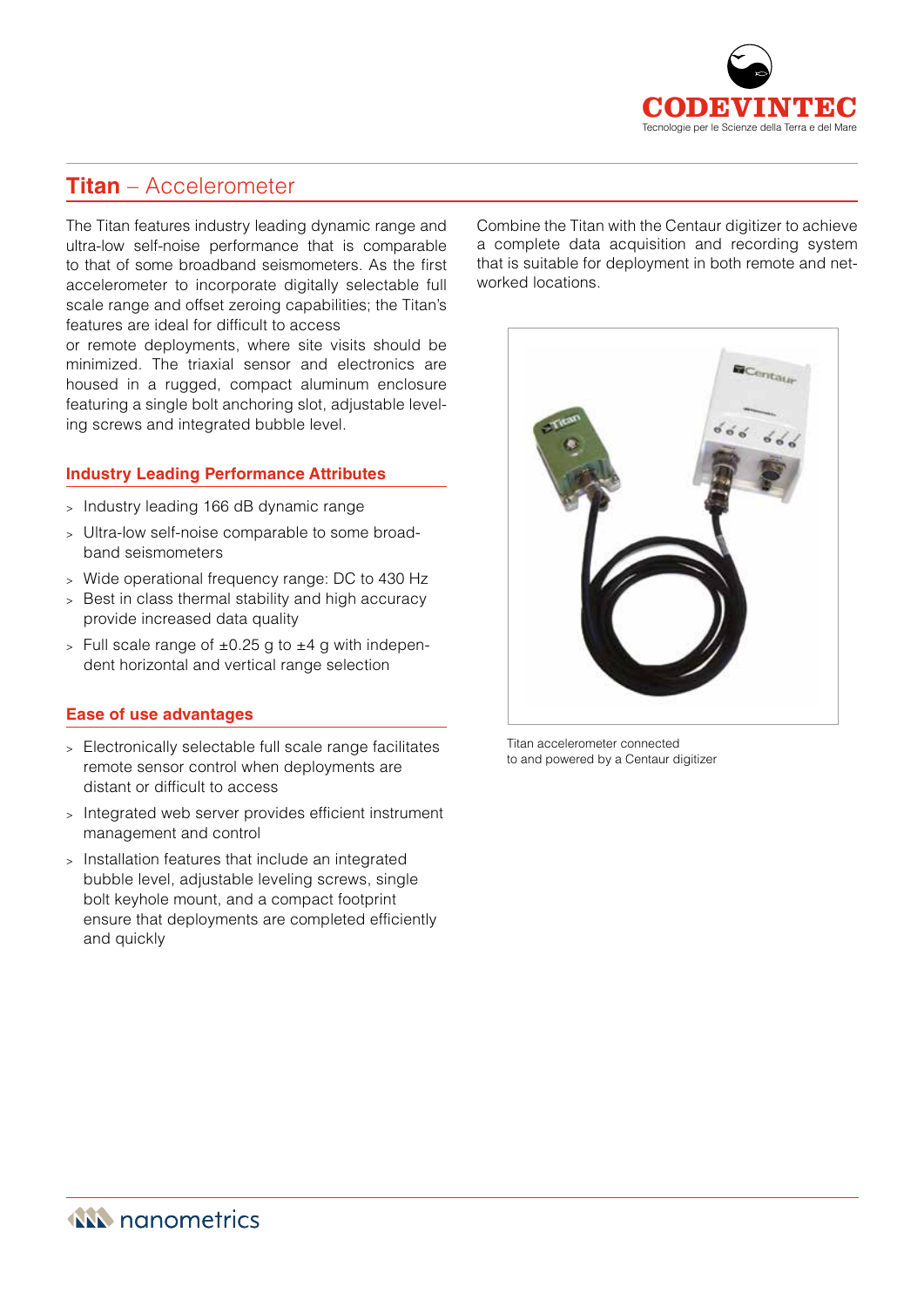## Titan – Accelerometer

The Titan features industry leading dynamic range and ultra-low self-noise performance that is comparable to that of some broadband seismometers. As the first accelerometer to incorporate digitally selectable full scale range and offset zeroing capabilities; the Titan's features are ideal for difficult to access or remote deployments, where site visits should be minimized. The triaxial sensor and electronics are housed in a rugged, compact aluminum enclosure featuring a single bolt anchoring slot, adjustable leveling screws and integrated bubble level.

### Industry Leading Performance Attributes

- Industry leading 166 dB dynamic range
- Ultra-low self-noise comparable to some broadband seismometers
- Wide operational frequency range: DC to 430 Hz
- Best in class thermal stability and high accuracy provide increased data quality
- Full scale range of ±0.25 g to ±4 g with independent horizontal and vertical range selection

### Ease of use advantages

- Electronically selectable full scale range facilitates remote sensor control when deployments are distant or difficult to access
- Integrated web server provides efficient instrument management and control
- Installation features that include an integrated bubble level, adjustable leveling screws, single bolt keyhole mount, and a compact footprint ensure that deployments are completed efficiently and quickly

Combine the Titan with the Centaur digitizer to achieve a complete data acquisition and recording system that is suitable for deployment in both remote and networked locations.

Titan accelerometer connected to and powered by a Centaur digitizer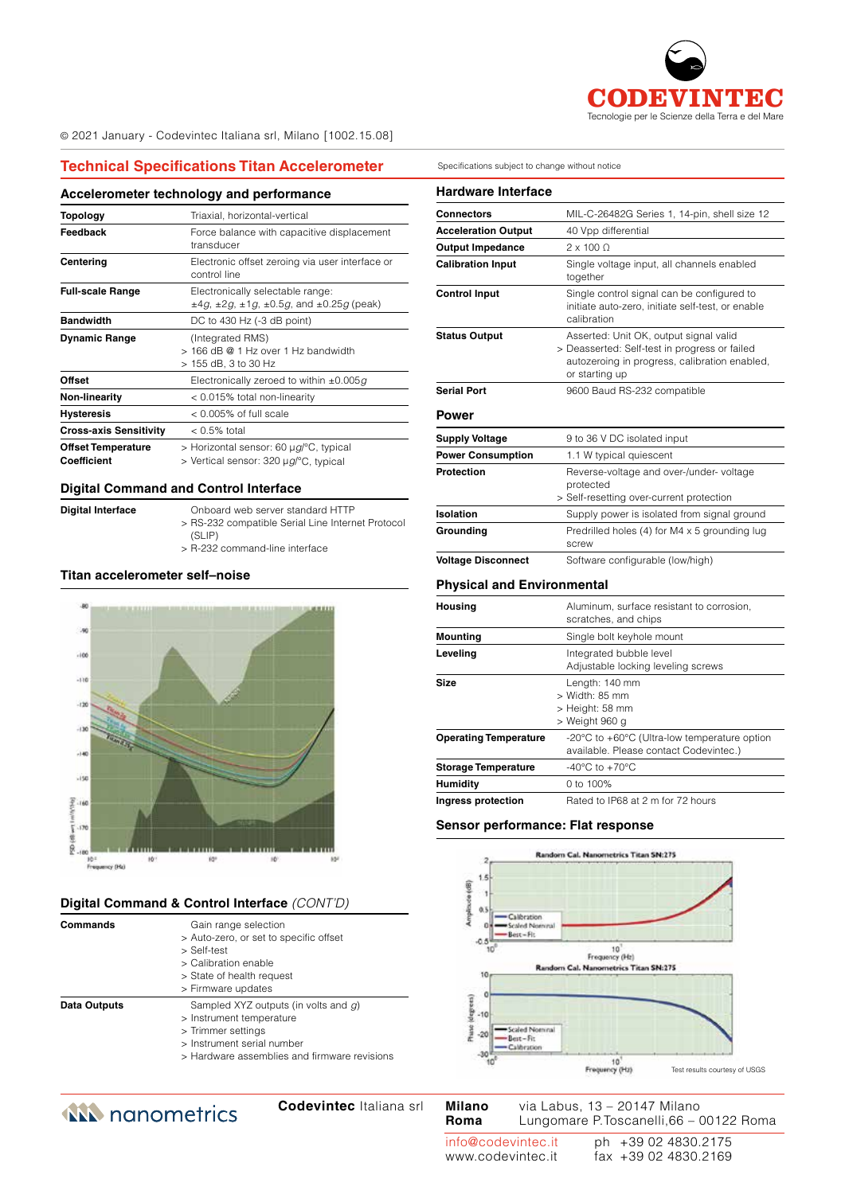© 2021 January - Codevintec Italiana srl, Milano [1002.15.08]

CODEVINTEC
Tecnologie per le Scienze della Terra e del Mare

## Technical Specifications Titan Accelerometer

Specifications subject to change without notice

### Accelerometer technology and performance

| | |
|---|---|
| **Topology** | Triaxial, horizontal-vertical |
| **Feedback** | Force balance with capacitive displacement transducer |
| **Centering** | Electronic offset zeroing via user interface or control line |
| **Full-scale Range** | Electronically selectable range: ±4*g*, ±2*g*, ±1*g*, ±0.5*g*, and ±0.25*g* (peak) |
| **Bandwidth** | DC to 430 Hz (-3 dB point) |
| **Dynamic Range** | (Integrated RMS) > 166 dB @ 1 Hz over 1 Hz bandwidth > 155 dB, 3 to 30 Hz |
| **Offset** | Electronically zeroed to within ±0.005*g* |
| **Non-linearity** | < 0.015% total non-linearity |
| **Hysteresis** | < 0.005% of full scale |
| **Cross-axis Sensitivity** | < 0.5% total |
| **Offset Temperature Coefficient** | > Horizontal sensor: 60 µ*g*/°C, typical > Vertical sensor: 320 µ*g*/°C, typical |

### Digital Command and Control Interface

| | |
|---|---|
| **Digital Interface** | Onboard web server standard HTTP > RS-232 compatible Serial Line Internet Protocol (SLIP) > R-232 command-line interface |

### Titan accelerometer self–noise

-80
-90
-100
-110
-120
-130
-140
-150
-160
-170
-180
PSD (dB wrt 1 m/s²/√Hz)
Titan 4g
Titan 2g
Titan 1g
Titan 0.5g
Titan 0.25g
$10^{-2}$ $10^{-1}$ $10^{0}$ $10^{1}$ $10^{2}$
Frequency (Hz)

### Digital Command & Control Interface *(CONT'D)*

| | |
|---|---|
| **Commands** | Gain range selection > Auto-zero, or set to specific offset > Self-test > Calibration enable > State of health request > Firmware updates |
| **Data Outputs** | Sampled XYZ outputs (in volts and *g*) > Instrument temperature > Trimmer settings > Instrument serial number > Hardware assemblies and firmware revisions |

### Hardware Interface

| | |
|---|---|
| **Connectors** | MIL-C-26482G Series 1, 14-pin, shell size 12 |
| **Acceleration Output** | 40 Vpp differential |
| **Output Impedance** | 2 x 100 Ω |
| **Calibration Input** | Single voltage input, all channels enabled together |
| **Control Input** | Single control signal can be configured to initiate auto-zero, initiate self-test, or enable calibration |
| **Status Output** | Asserted: Unit OK, output signal valid > Deasserted: Self-test in progress or failed autozeroing in progress, calibration enabled, or starting up |
| **Serial Port** | 9600 Baud RS-232 compatible |

### Power

| | |
|---|---|
| **Supply Voltage** | 9 to 36 V DC isolated input |
| **Power Consumption** | 1.1 W typical quiescent |
| **Protection** | Reverse-voltage and over-/under- voltage protected > Self-resetting over-current protection |
| **Isolation** | Supply power is isolated from signal ground |
| **Grounding** | Predrilled holes (4) for M4 x 5 grounding lug screw |
| **Voltage Disconnect** | Software configurable (low/high) |

### Physical and Environmental

| | |
|---|---|
| **Housing** | Aluminum, surface resistant to corrosion, scratches, and chips |
| **Mounting** | Single bolt keyhole mount |
| **Leveling** | Integrated bubble level Adjustable locking leveling screws |
| **Size** | Length: 140 mm > Width: 85 mm > Height: 58 mm > Weight 960 g |
| **Operating Temperature** | -20°C to +60°C (Ultra-low temperature option available. Please contact Codevintec.) |
| **Storage Temperature** | -40°C to +70°C |
| **Humidity** | 0 to 100% |
| **Ingress protection** | Rated to IP68 at 2 m for 72 hours |

### Sensor performance: Flat response

Random Cal. Nanometrics Titan SN:275
Amplitude (dB)
2
1.5
1
0.5
0
-0.5
Calibration
Scaled Nominal
Best-Fit
$10^{0}$ $10^{1}$
Frequency (Hz)

Random Cal. Nanometrics Titan SN:275
Phase (degrees)
10
0
-10
-20
-30
Scaled Nominal
Best-Fit
Calibration
$10^{0}$ $10^{1}$
Frequency (Hz)

Test results courtesy of USGS

nanometrics

**Codevintec** Italiana srl

**Milano** via Labus, 13 – 20147 Milano
**Roma** Lungomare P.Toscanelli,66 – 00122 Roma

info@codevintec.it
www.codevintec.it

ph +39 02 4830.2175
fax +39 02 4830.2169